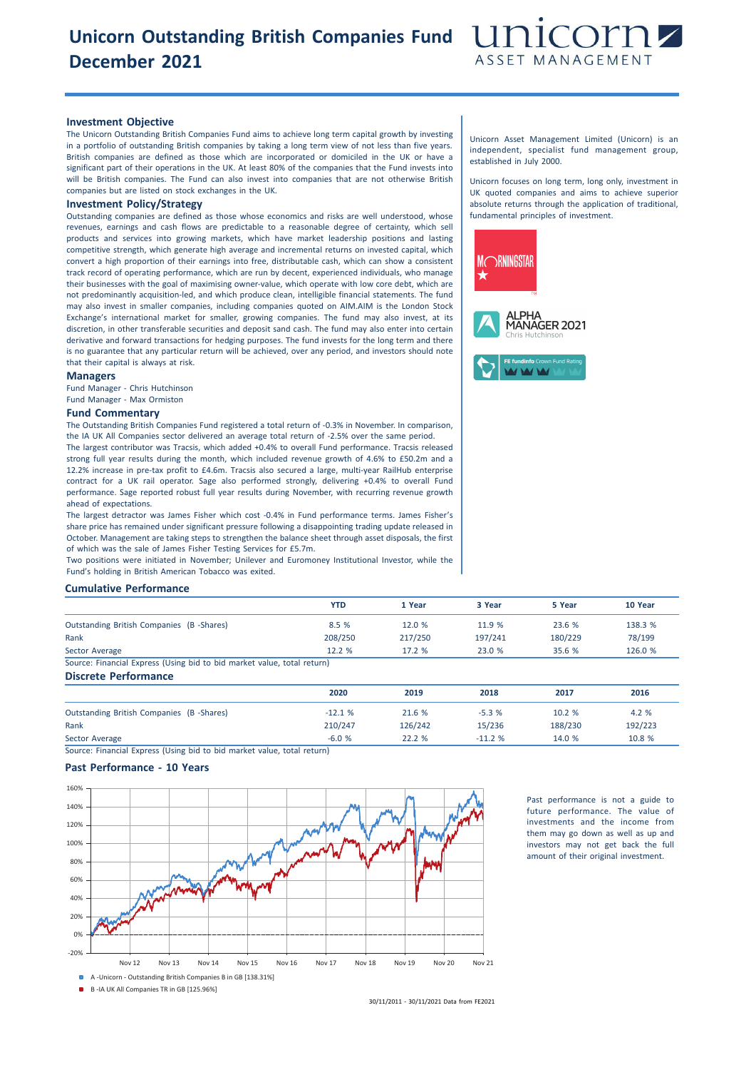# Unicorn Outstanding British Companies Fund December 2021

## Investment Objective

The Unicorn Outstanding British Companies Fund aims to achieve long term capital growth by investing in a portfolio of outstanding British companies by taking a long term view of not less than five years. British companies are defined as those which are incorporated or domiciled in the UK or have a significant part of their operations in the UK. At least 80% of the companies that the Fund invests into will be British companies. The Fund can also invest into companies that are not otherwise British companies but are listed on stock exchanges in the UK.

## Investment Policy/Strategy

Outstanding companies are defined as those whose economics and risks are well understood, whose revenues, earnings and cash flows are predictable to a reasonable degree of certainty, which sell products and services into growing markets, which have market leadership positions and lasting competitive strength, which generate high average and incremental returns on invested capital, which convert a high proportion of their earnings into free, distributable cash, which can show a consistent track record of operating performance, which are run by decent, experienced individuals, who manage their businesses with the goal of maximising owner-value, which operate with low core debt, which are not predominantly acquisition-led, and which produce clean, intelligible financial statements. The fund may also invest in smaller companies, including companies quoted on AIM.AIM is the London Stock Exchange's international market for smaller, growing companies. The fund may also invest, at its discretion, in other transferable securities and deposit sand cash. The fund may also enter into certain derivative and forward transactions for hedging purposes. The fund invests for the long term and there is no guarantee that any particular return will be achieved, over any period, and investors should note that their capital is always at risk.

## Managers

Fund Manager - Chris Hutchinson

Fund Manager - Max Ormiston

## Fund Commentary

The Outstanding British Companies Fund registered a total return of -0.3% in November. In comparison, the IA UK All Companies sector delivered an average total return of -2.5% over the same period.

The largest contributor was Tracsis, which added +0.4% to overall Fund performance. Tracsis released strong full year results during the month, which included revenue growth of 4.6% to £50.2m and a 12.2% increase in pre-tax profit to £4.6m. Tracsis also secured a large, multi-year RailHub enterprise contract for a UK rail operator. Sage also performed strongly, delivering +0.4% to overall Fund performance. Sage reported robust full year results during November, with recurring revenue growth ahead of expectations.

The largest detractor was James Fisher which cost -0.4% in Fund performance terms. James Fisher's share price has remained under significant pressure following a disappointing trading update released in October. Management are taking steps to strengthen the balance sheet through asset disposals, the first of which was the sale of James Fisher Testing Services for £5.7m.

Two positions were initiated in November; Unilever and Euromoney Institutional Investor, while the Fund's holding in British American Tobacco was exited.

Unicorn Asset Management Limited (Unicorn) is an independent, specialist fund management group, established in July 2000.

Unicorn focuses on long term, long only, investment in UK quoted companies and aims to achieve superior absolute returns through the application of traditional, fundamental principles of investment.

MORNINGSTAR ★

ALPHA MANAGER 2021
Chris Hutchinson

FE fundinfo Crown Fund Rating

## Cumulative Performance

| | YTD | 1 Year | 3 Year | 5 Year | 10 Year |
|---|---|---|---|---|---|
| Outstanding British Companies (B -Shares) | 8.5 % | 12.0 % | 11.9 % | 23.6 % | 138.3 % |
| Rank | 208/250 | 217/250 | 197/241 | 180/229 | 78/199 |
| Sector Average | 12.2 % | 17.2 % | 23.0 % | 35.6 % | 126.0 % |

Source: Financial Express (Using bid to bid market value, total return)

## Discrete Performance

| | 2020 | 2019 | 2018 | 2017 | 2016 |
|---|---|---|---|---|---|
| Outstanding British Companies (B -Shares) | -12.1 % | 21.6 % | -5.3 % | 10.2 % | 4.2 % |
| Rank | 210/247 | 126/242 | 15/236 | 188/230 | 192/223 |
| Sector Average | -6.0 % | 22.2 % | -11.2 % | 14.0 % | 10.8 % |

Source: Financial Express (Using bid to bid market value, total return)

## Past Performance - 10 Years

A -Unicorn - Outstanding British Companies B in GB [138.31%]

B -IA UK All Companies TR in GB [125.96%]

30/11/2011 - 30/11/2021 Data from FE2021

Past performance is not a guide to future performance. The value of investments and the income from them may go down as well as up and investors may not get back the full amount of their original investment.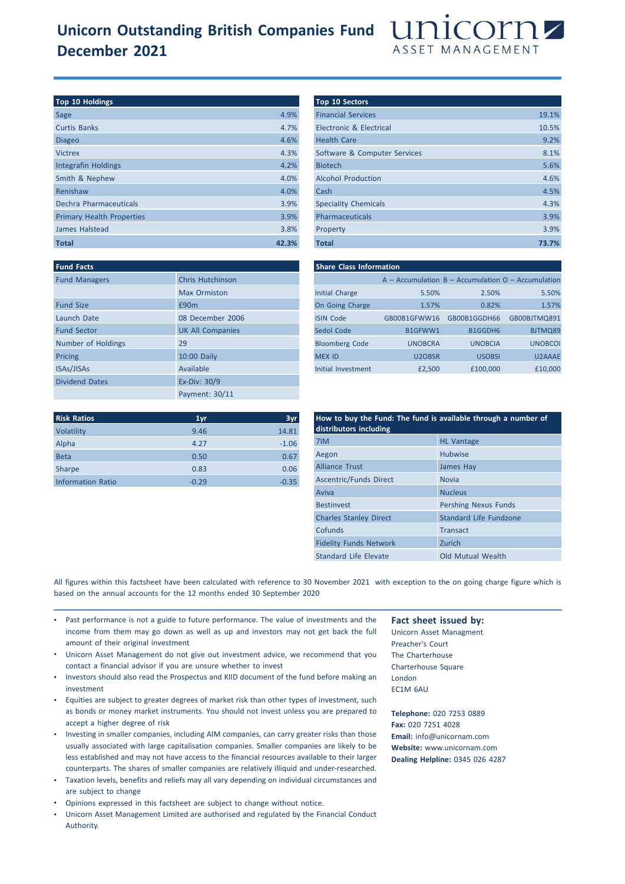# Unicorn Outstanding British Companies Fund December 2021

unicorn ASSET MANAGEMENT

| Top 10 Holdings | |
|---|---|
| Sage | 4.9% |
| Curtis Banks | 4.7% |
| Diageo | 4.6% |
| Victrex | 4.3% |
| Integrafin Holdings | 4.2% |
| Smith & Nephew | 4.0% |
| Renishaw | 4.0% |
| Dechra Pharmaceuticals | 3.9% |
| Primary Health Properties | 3.9% |
| James Halstead | 3.8% |
| **Total** | **42.3%** |

| Top 10 Sectors | |
|---|---|
| Financial Services | 19.1% |
| Electronic & Electrical | 10.5% |
| Health Care | 9.2% |
| Software & Computer Services | 8.1% |
| Biotech | 5.6% |
| Alcohol Production | 4.6% |
| Cash | 4.5% |
| Speciality Chemicals | 4.3% |
| Pharmaceuticals | 3.9% |
| Property | 3.9% |
| **Total** | **73.7%** |

| Fund Facts | |
|---|---|
| Fund Managers | Chris Hutchinson |
| | Max Ormiston |
| Fund Size | £90m |
| Launch Date | 08 December 2006 |
| Fund Sector | UK All Companies |
| Number of Holdings | 29 |
| Pricing | 10:00 Daily |
| ISAs/JISAs | Available |
| Dividend Dates | Ex-Div: 30/9 |
| | Payment: 30/11 |

| Share Class Information | A – Accumulation | B – Accumulation | O – Accumulation |
|---|---|---|---|
| Initial Charge | 5.50% | 2.50% | 5.50% |
| On Going Charge | 1.57% | 0.82% | 1.57% |
| ISIN Code | GB00B1GFWW16 | GB00B1GGDH66 | GB00BJTMQ891 |
| Sedol Code | B1GFWW1 | B1GGDH6 | BJTMQ89 |
| Bloomberg Code | UNOBCRA | UNOBCIA | UNOBCOI |
| MEX ID | U2OBSR | USOBSI | U2AAAE |
| Initial Investment | £2,500 | £100,000 | £10,000 |

| Risk Ratios | 1yr | 3yr |
|---|---|---|
| Volatility | 9.46 | 14.81 |
| Alpha | 4.27 | -1.06 |
| Beta | 0.50 | 0.67 |
| Sharpe | 0.83 | 0.06 |
| Information Ratio | -0.29 | -0.35 |

| How to buy the Fund: The fund is available through a number of distributors including | |
|---|---|
| 7IM | HL Vantage |
| Aegon | Hubwise |
| Alliance Trust | James Hay |
| Ascentric/Funds Direct | Novia |
| Aviva | Nucleus |
| Bestinvest | Pershing Nexus Funds |
| Charles Stanley Direct | Standard Life Fundzone |
| Cofunds | Transact |
| Fidelity Funds Network | Zurich |
| Standard Life Elevate | Old Mutual Wealth |

All figures within this factsheet have been calculated with reference to 30 November 2021 with exception to the on going charge figure which is based on the annual accounts for the 12 months ended 30 September 2020

- Past performance is not a guide to future performance. The value of investments and the income from them may go down as well as up and investors may not get back the full amount of their original investment
- Unicorn Asset Management do not give out investment advice, we recommend that you contact a financial advisor if you are unsure whether to invest
- Investors should also read the Prospectus and KIID document of the fund before making an investment
- Equities are subject to greater degrees of market risk than other types of investment, such as bonds or money market instruments. You should not invest unless you are prepared to accept a higher degree of risk
- Investing in smaller companies, including AIM companies, can carry greater risks than those usually associated with large capitalisation companies. Smaller companies are likely to be less established and may not have access to the financial resources available to their larger counterparts. The shares of smaller companies are relatively illiquid and under-researched.
- Taxation levels, benefits and reliefs may all vary depending on individual circumstances and are subject to change
- Opinions expressed in this factsheet are subject to change without notice.
- Unicorn Asset Management Limited are authorised and regulated by the Financial Conduct Authority.

**Fact sheet issued by:**

Unicorn Asset Managment
Preacher's Court
The Charterhouse
Charterhouse Square
London
EC1M 6AU

**Telephone:** 020 7253 0889
**Fax:** 020 7251 4028
**Email:** info@unicornam.com
**Website:** www.unicornam.com
**Dealing Helpline:** 0345 026 4287